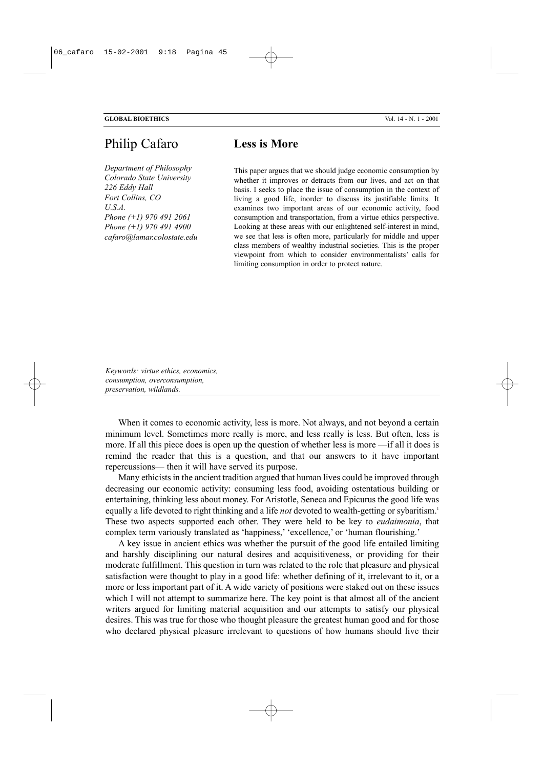Philip Cafaro

*Department of Philosophy*
*Colorado State University*
*226 Eddy Hall*
*Fort Collins, CO*
*U.S.A.*
*Phone (+1) 970 491 2061*
*Phone (+1) 970 491 4900*
*cafaro@lamar.colostate.edu*

# Less is More

This paper argues that we should judge economic consumption by whether it improves or detracts from our lives, and act on that basis. I seeks to place the issue of consumption in the context of living a good life, inorder to discuss its justifiable limits. It examines two important areas of our economic activity, food consumption and transportation, from a virtue ethics perspective. Looking at these areas with our enlightened self-interest in mind, we see that less is often more, particularly for middle and upper class members of wealthy industrial societies. This is the proper viewpoint from which to consider environmentalists' calls for limiting consumption in order to protect nature.

*Keywords: virtue ethics, economics, consumption, overconsumption, preservation, wildlands.*

When it comes to economic activity, less is more. Not always, and not beyond a certain minimum level. Sometimes more really is more, and less really is less. But often, less is more. If all this piece does is open up the question of whether less is more —if all it does is remind the reader that this is a question, and that our answers to it have important repercussions— then it will have served its purpose.

Many ethicists in the ancient tradition argued that human lives could be improved through decreasing our economic activity: consuming less food, avoiding ostentatious building or entertaining, thinking less about money. For Aristotle, Seneca and Epicurus the good life was equally a life devoted to right thinking and a life *not* devoted to wealth-getting or sybaritism.[1] These two aspects supported each other. They were held to be key to *eudaimonia*, that complex term variously translated as 'happiness,' 'excellence,' or 'human flourishing.'

A key issue in ancient ethics was whether the pursuit of the good life entailed limiting and harshly disciplining our natural desires and acquisitiveness, or providing for their moderate fulfillment. This question in turn was related to the role that pleasure and physical satisfaction were thought to play in a good life: whether defining of it, irrelevant to it, or a more or less important part of it. A wide variety of positions were staked out on these issues which I will not attempt to summarize here. The key point is that almost all of the ancient writers argued for limiting material acquisition and our attempts to satisfy our physical desires. This was true for those who thought pleasure the greatest human good and for those who declared physical pleasure irrelevant to questions of how humans should live their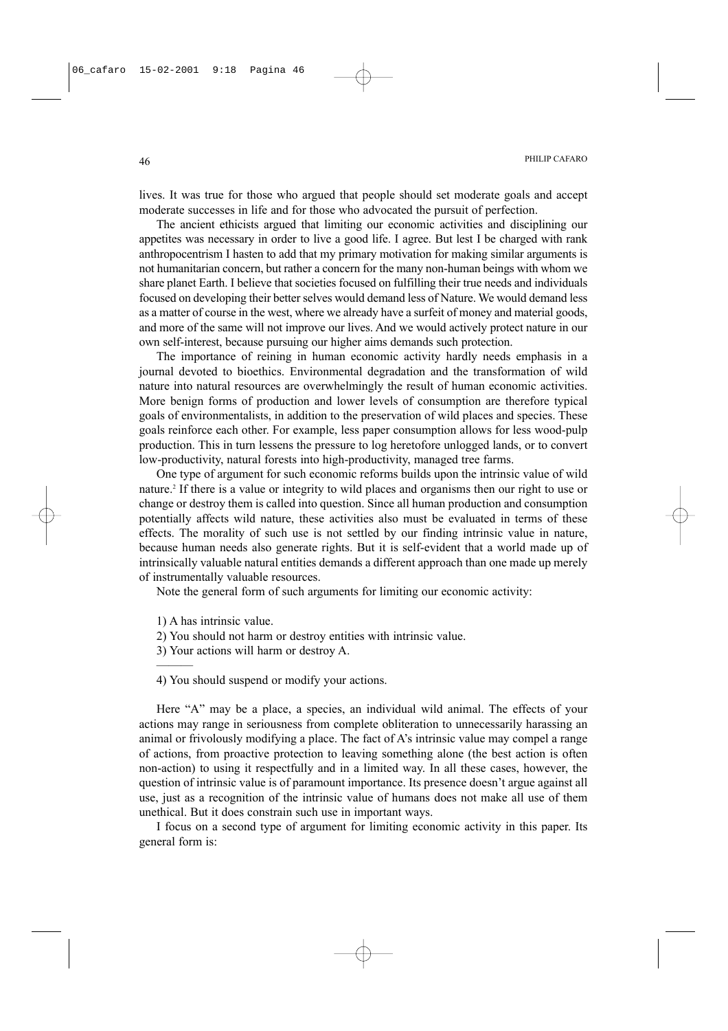lives. It was true for those who argued that people should set moderate goals and accept moderate successes in life and for those who advocated the pursuit of perfection.

The ancient ethicists argued that limiting our economic activities and disciplining our appetites was necessary in order to live a good life. I agree. But lest I be charged with rank anthropocentrism I hasten to add that my primary motivation for making similar arguments is not humanitarian concern, but rather a concern for the many non-human beings with whom we share planet Earth. I believe that societies focused on fulfilling their true needs and individuals focused on developing their better selves would demand less of Nature. We would demand less as a matter of course in the west, where we already have a surfeit of money and material goods, and more of the same will not improve our lives. And we would actively protect nature in our own self-interest, because pursuing our higher aims demands such protection.

The importance of reining in human economic activity hardly needs emphasis in a journal devoted to bioethics. Environmental degradation and the transformation of wild nature into natural resources are overwhelmingly the result of human economic activities. More benign forms of production and lower levels of consumption are therefore typical goals of environmentalists, in addition to the preservation of wild places and species. These goals reinforce each other. For example, less paper consumption allows for less wood-pulp production. This in turn lessens the pressure to log heretofore unlogged lands, or to convert low-productivity, natural forests into high-productivity, managed tree farms.

One type of argument for such economic reforms builds upon the intrinsic value of wild nature.[2] If there is a value or integrity to wild places and organisms then our right to use or change or destroy them is called into question. Since all human production and consumption potentially affects wild nature, these activities also must be evaluated in terms of these effects. The morality of such use is not settled by our finding intrinsic value in nature, because human needs also generate rights. But it is self-evident that a world made up of intrinsically valuable natural entities demands a different approach than one made up merely of instrumentally valuable resources.

Note the general form of such arguments for limiting our economic activity:

1) A has intrinsic value.
2) You should not harm or destroy entities with intrinsic value.
3) Your actions will harm or destroy A.

———

4) You should suspend or modify your actions.

Here "A" may be a place, a species, an individual wild animal. The effects of your actions may range in seriousness from complete obliteration to unnecessarily harassing an animal or frivolously modifying a place. The fact of A's intrinsic value may compel a range of actions, from proactive protection to leaving something alone (the best action is often non-action) to using it respectfully and in a limited way. In all these cases, however, the question of intrinsic value is of paramount importance. Its presence doesn't argue against all use, just as a recognition of the intrinsic value of humans does not make all use of them unethical. But it does constrain such use in important ways.

I focus on a second type of argument for limiting economic activity in this paper. Its general form is: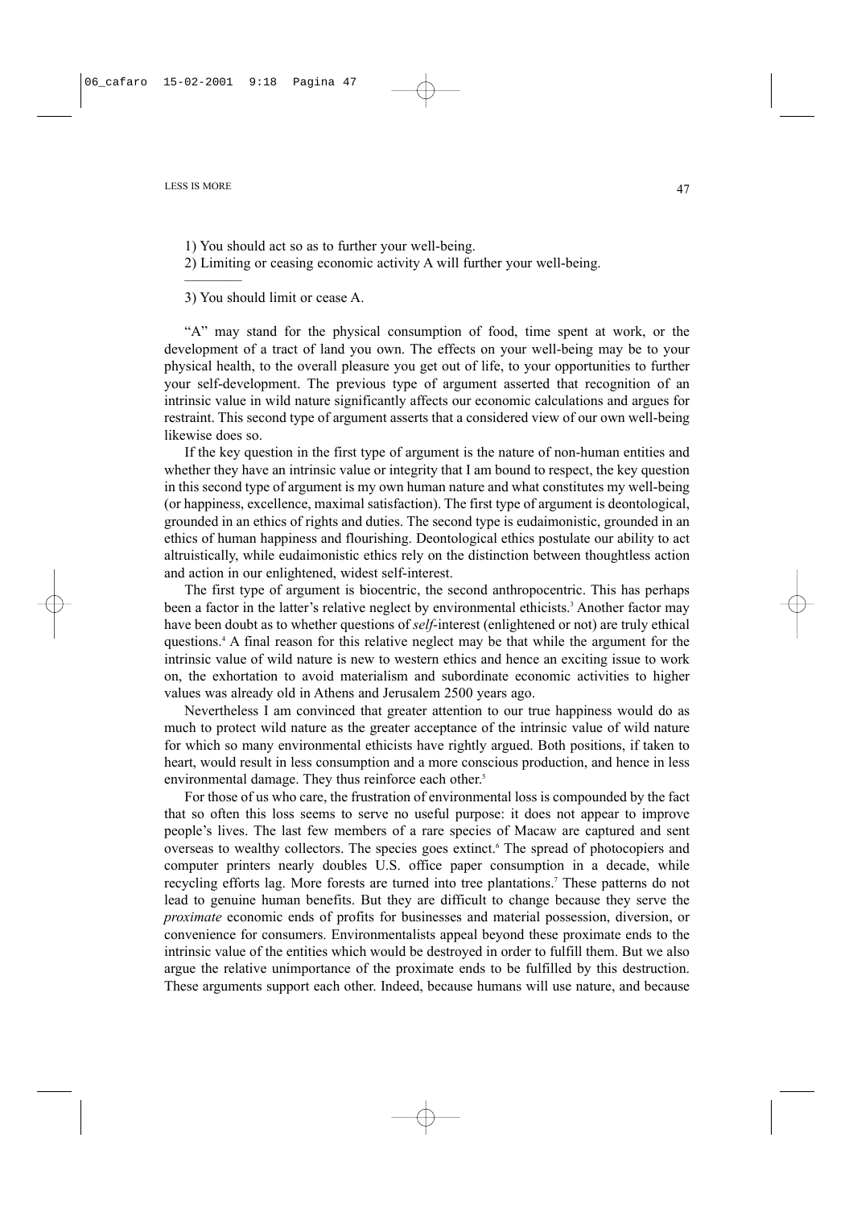1) You should act so as to further your well-being.
2) Limiting or ceasing economic activity A will further your well-being.

―――――

3) You should limit or cease A.

"A" may stand for the physical consumption of food, time spent at work, or the development of a tract of land you own. The effects on your well-being may be to your physical health, to the overall pleasure you get out of life, to your opportunities to further your self-development. The previous type of argument asserted that recognition of an intrinsic value in wild nature significantly affects our economic calculations and argues for restraint. This second type of argument asserts that a considered view of our own well-being likewise does so.

If the key question in the first type of argument is the nature of non-human entities and whether they have an intrinsic value or integrity that I am bound to respect, the key question in this second type of argument is my own human nature and what constitutes my well-being (or happiness, excellence, maximal satisfaction). The first type of argument is deontological, grounded in an ethics of rights and duties. The second type is eudaimonistic, grounded in an ethics of human happiness and flourishing. Deontological ethics postulate our ability to act altruistically, while eudaimonistic ethics rely on the distinction between thoughtless action and action in our enlightened, widest self-interest.

The first type of argument is biocentric, the second anthropocentric. This has perhaps been a factor in the latter's relative neglect by environmental ethicists.[3] Another factor may have been doubt as to whether questions of *self*-interest (enlightened or not) are truly ethical questions.[4] A final reason for this relative neglect may be that while the argument for the intrinsic value of wild nature is new to western ethics and hence an exciting issue to work on, the exhortation to avoid materialism and subordinate economic activities to higher values was already old in Athens and Jerusalem 2500 years ago.

Nevertheless I am convinced that greater attention to our true happiness would do as much to protect wild nature as the greater acceptance of the intrinsic value of wild nature for which so many environmental ethicists have rightly argued. Both positions, if taken to heart, would result in less consumption and a more conscious production, and hence in less environmental damage. They thus reinforce each other.[5]

For those of us who care, the frustration of environmental loss is compounded by the fact that so often this loss seems to serve no useful purpose: it does not appear to improve people's lives. The last few members of a rare species of Macaw are captured and sent overseas to wealthy collectors. The species goes extinct.[6] The spread of photocopiers and computer printers nearly doubles U.S. office paper consumption in a decade, while recycling efforts lag. More forests are turned into tree plantations.[7] These patterns do not lead to genuine human benefits. But they are difficult to change because they serve the *proximate* economic ends of profits for businesses and material possession, diversion, or convenience for consumers. Environmentalists appeal beyond these proximate ends to the intrinsic value of the entities which would be destroyed in order to fulfill them. But we also argue the relative unimportance of the proximate ends to be fulfilled by this destruction. These arguments support each other. Indeed, because humans will use nature, and because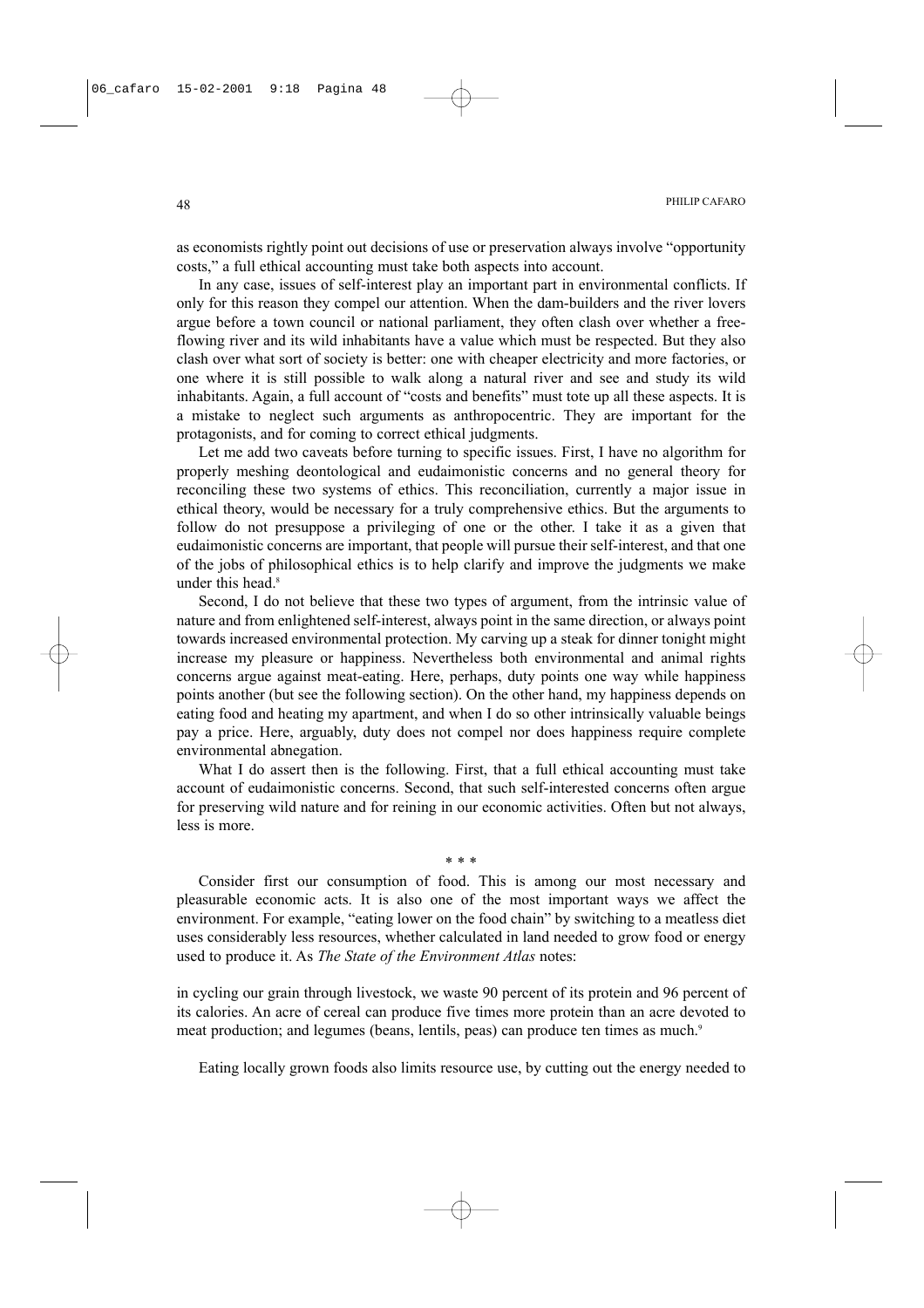as economists rightly point out decisions of use or preservation always involve "opportunity costs," a full ethical accounting must take both aspects into account.

In any case, issues of self-interest play an important part in environmental conflicts. If only for this reason they compel our attention. When the dam-builders and the river lovers argue before a town council or national parliament, they often clash over whether a free-flowing river and its wild inhabitants have a value which must be respected. But they also clash over what sort of society is better: one with cheaper electricity and more factories, or one where it is still possible to walk along a natural river and see and study its wild inhabitants. Again, a full account of "costs and benefits" must tote up all these aspects. It is a mistake to neglect such arguments as anthropocentric. They are important for the protagonists, and for coming to correct ethical judgments.

Let me add two caveats before turning to specific issues. First, I have no algorithm for properly meshing deontological and eudaimonistic concerns and no general theory for reconciling these two systems of ethics. This reconciliation, currently a major issue in ethical theory, would be necessary for a truly comprehensive ethics. But the arguments to follow do not presuppose a privileging of one or the other. I take it as a given that eudaimonistic concerns are important, that people will pursue their self-interest, and that one of the jobs of philosophical ethics is to help clarify and improve the judgments we make under this head.[8]

Second, I do not believe that these two types of argument, from the intrinsic value of nature and from enlightened self-interest, always point in the same direction, or always point towards increased environmental protection. My carving up a steak for dinner tonight might increase my pleasure or happiness. Nevertheless both environmental and animal rights concerns argue against meat-eating. Here, perhaps, duty points one way while happiness points another (but see the following section). On the other hand, my happiness depends on eating food and heating my apartment, and when I do so other intrinsically valuable beings pay a price. Here, arguably, duty does not compel nor does happiness require complete environmental abnegation.

What I do assert then is the following. First, that a full ethical accounting must take account of eudaimonistic concerns. Second, that such self-interested concerns often argue for preserving wild nature and for reining in our economic activities. Often but not always, less is more.

\* \* \*

Consider first our consumption of food. This is among our most necessary and pleasurable economic acts. It is also one of the most important ways we affect the environment. For example, "eating lower on the food chain" by switching to a meatless diet uses considerably less resources, whether calculated in land needed to grow food or energy used to produce it. As *The State of the Environment Atlas* notes:

> in cycling our grain through livestock, we waste 90 percent of its protein and 96 percent of its calories. An acre of cereal can produce five times more protein than an acre devoted to meat production; and legumes (beans, lentils, peas) can produce ten times as much.[9]

Eating locally grown foods also limits resource use, by cutting out the energy needed to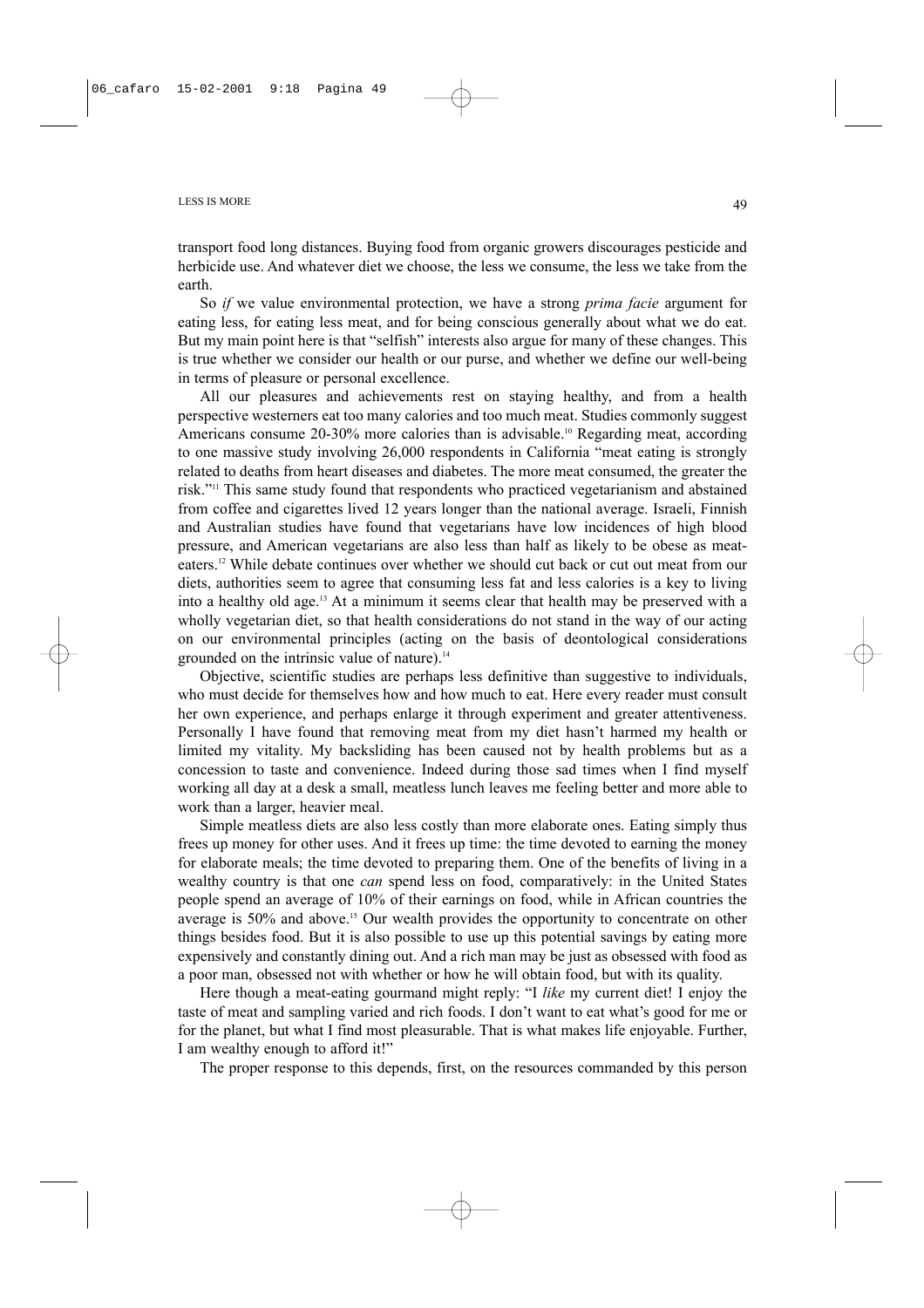transport food long distances. Buying food from organic growers discourages pesticide and herbicide use. And whatever diet we choose, the less we consume, the less we take from the earth.

So *if* we value environmental protection, we have a strong *prima facie* argument for eating less, for eating less meat, and for being conscious generally about what we do eat. But my main point here is that "selfish" interests also argue for many of these changes. This is true whether we consider our health or our purse, and whether we define our well-being in terms of pleasure or personal excellence.

All our pleasures and achievements rest on staying healthy, and from a health perspective westerners eat too many calories and too much meat. Studies commonly suggest Americans consume 20-30% more calories than is advisable.[10] Regarding meat, according to one massive study involving 26,000 respondents in California "meat eating is strongly related to deaths from heart diseases and diabetes. The more meat consumed, the greater the risk."[11] This same study found that respondents who practiced vegetarianism and abstained from coffee and cigarettes lived 12 years longer than the national average. Israeli, Finnish and Australian studies have found that vegetarians have low incidences of high blood pressure, and American vegetarians are also less than half as likely to be obese as meat-eaters.[12] While debate continues over whether we should cut back or cut out meat from our diets, authorities seem to agree that consuming less fat and less calories is a key to living into a healthy old age.[13] At a minimum it seems clear that health may be preserved with a wholly vegetarian diet, so that health considerations do not stand in the way of our acting on our environmental principles (acting on the basis of deontological considerations grounded on the intrinsic value of nature).[14]

Objective, scientific studies are perhaps less definitive than suggestive to individuals, who must decide for themselves how and how much to eat. Here every reader must consult her own experience, and perhaps enlarge it through experiment and greater attentiveness. Personally I have found that removing meat from my diet hasn't harmed my health or limited my vitality. My backsliding has been caused not by health problems but as a concession to taste and convenience. Indeed during those sad times when I find myself working all day at a desk a small, meatless lunch leaves me feeling better and more able to work than a larger, heavier meal.

Simple meatless diets are also less costly than more elaborate ones. Eating simply thus frees up money for other uses. And it frees up time: the time devoted to earning the money for elaborate meals; the time devoted to preparing them. One of the benefits of living in a wealthy country is that one *can* spend less on food, comparatively: in the United States people spend an average of 10% of their earnings on food, while in African countries the average is 50% and above.[15] Our wealth provides the opportunity to concentrate on other things besides food. But it is also possible to use up this potential savings by eating more expensively and constantly dining out. And a rich man may be just as obsessed with food as a poor man, obsessed not with whether or how he will obtain food, but with its quality.

Here though a meat-eating gourmand might reply: "I *like* my current diet! I enjoy the taste of meat and sampling varied and rich foods. I don't want to eat what's good for me or for the planet, but what I find most pleasurable. That is what makes life enjoyable. Further, I am wealthy enough to afford it!"

The proper response to this depends, first, on the resources commanded by this person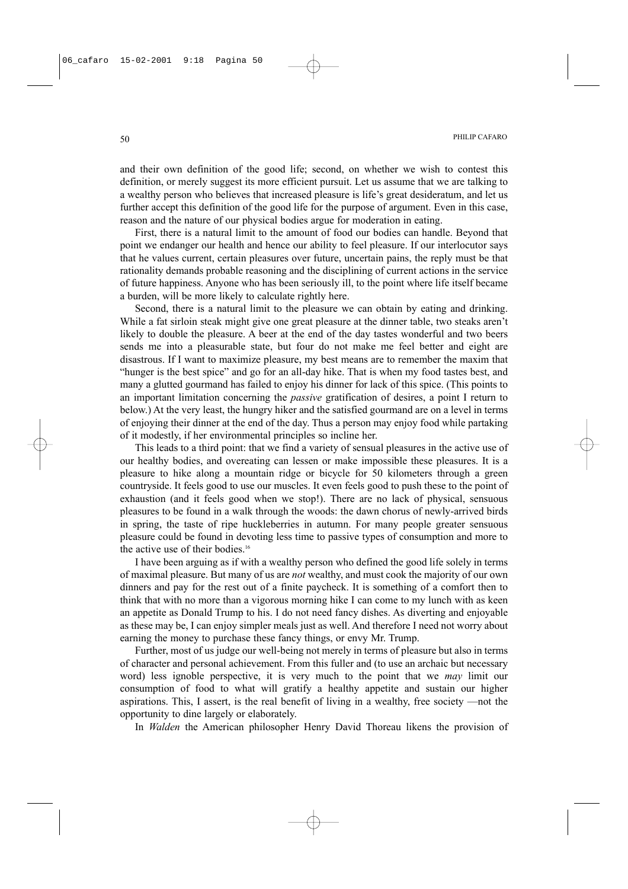and their own definition of the good life; second, on whether we wish to contest this definition, or merely suggest its more efficient pursuit. Let us assume that we are talking to a wealthy person who believes that increased pleasure is life's great desideratum, and let us further accept this definition of the good life for the purpose of argument. Even in this case, reason and the nature of our physical bodies argue for moderation in eating.

First, there is a natural limit to the amount of food our bodies can handle. Beyond that point we endanger our health and hence our ability to feel pleasure. If our interlocutor says that he values current, certain pleasures over future, uncertain pains, the reply must be that rationality demands probable reasoning and the disciplining of current actions in the service of future happiness. Anyone who has been seriously ill, to the point where life itself became a burden, will be more likely to calculate rightly here.

Second, there is a natural limit to the pleasure we can obtain by eating and drinking. While a fat sirloin steak might give one great pleasure at the dinner table, two steaks aren't likely to double the pleasure. A beer at the end of the day tastes wonderful and two beers sends me into a pleasurable state, but four do not make me feel better and eight are disastrous. If I want to maximize pleasure, my best means are to remember the maxim that "hunger is the best spice" and go for an all-day hike. That is when my food tastes best, and many a glutted gourmand has failed to enjoy his dinner for lack of this spice. (This points to an important limitation concerning the *passive* gratification of desires, a point I return to below.) At the very least, the hungry hiker and the satisfied gourmand are on a level in terms of enjoying their dinner at the end of the day. Thus a person may enjoy food while partaking of it modestly, if her environmental principles so incline her.

This leads to a third point: that we find a variety of sensual pleasures in the active use of our healthy bodies, and overeating can lessen or make impossible these pleasures. It is a pleasure to hike along a mountain ridge or bicycle for 50 kilometers through a green countryside. It feels good to use our muscles. It even feels good to push these to the point of exhaustion (and it feels good when we stop!). There are no lack of physical, sensuous pleasures to be found in a walk through the woods: the dawn chorus of newly-arrived birds in spring, the taste of ripe huckleberries in autumn. For many people greater sensuous pleasure could be found in devoting less time to passive types of consumption and more to the active use of their bodies.[16]

I have been arguing as if with a wealthy person who defined the good life solely in terms of maximal pleasure. But many of us are *not* wealthy, and must cook the majority of our own dinners and pay for the rest out of a finite paycheck. It is something of a comfort then to think that with no more than a vigorous morning hike I can come to my lunch with as keen an appetite as Donald Trump to his. I do not need fancy dishes. As diverting and enjoyable as these may be, I can enjoy simpler meals just as well. And therefore I need not worry about earning the money to purchase these fancy things, or envy Mr. Trump.

Further, most of us judge our well-being not merely in terms of pleasure but also in terms of character and personal achievement. From this fuller and (to use an archaic but necessary word) less ignoble perspective, it is very much to the point that we *may* limit our consumption of food to what will gratify a healthy appetite and sustain our higher aspirations. This, I assert, is the real benefit of living in a wealthy, free society —not the opportunity to dine largely or elaborately.

In *Walden* the American philosopher Henry David Thoreau likens the provision of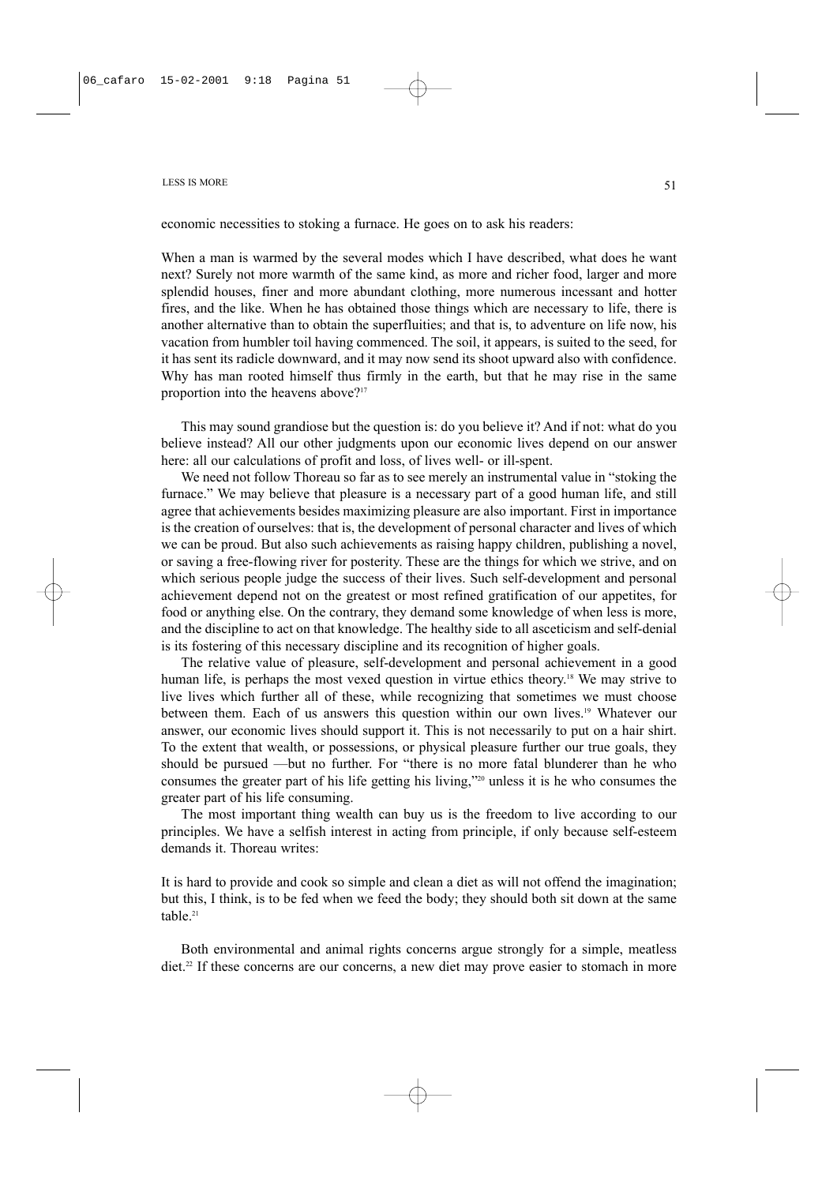economic necessities to stoking a furnace. He goes on to ask his readers:

> When a man is warmed by the several modes which I have described, what does he want next? Surely not more warmth of the same kind, as more and richer food, larger and more splendid houses, finer and more abundant clothing, more numerous incessant and hotter fires, and the like. When he has obtained those things which are necessary to life, there is another alternative than to obtain the superfluities; and that is, to adventure on life now, his vacation from humbler toil having commenced. The soil, it appears, is suited to the seed, for it has sent its radicle downward, and it may now send its shoot upward also with confidence. Why has man rooted himself thus firmly in the earth, but that he may rise in the same proportion into the heavens above?[17]

This may sound grandiose but the question is: do you believe it? And if not: what do you believe instead? All our other judgments upon our economic lives depend on our answer here: all our calculations of profit and loss, of lives well- or ill-spent.

We need not follow Thoreau so far as to see merely an instrumental value in "stoking the furnace." We may believe that pleasure is a necessary part of a good human life, and still agree that achievements besides maximizing pleasure are also important. First in importance is the creation of ourselves: that is, the development of personal character and lives of which we can be proud. But also such achievements as raising happy children, publishing a novel, or saving a free-flowing river for posterity. These are the things for which we strive, and on which serious people judge the success of their lives. Such self-development and personal achievement depend not on the greatest or most refined gratification of our appetites, for food or anything else. On the contrary, they demand some knowledge of when less is more, and the discipline to act on that knowledge. The healthy side to all asceticism and self-denial is its fostering of this necessary discipline and its recognition of higher goals.

The relative value of pleasure, self-development and personal achievement in a good human life, is perhaps the most vexed question in virtue ethics theory.[18] We may strive to live lives which further all of these, while recognizing that sometimes we must choose between them. Each of us answers this question within our own lives.[19] Whatever our answer, our economic lives should support it. This is not necessarily to put on a hair shirt. To the extent that wealth, or possessions, or physical pleasure further our true goals, they should be pursued —but no further. For "there is no more fatal blunderer than he who consumes the greater part of his life getting his living,"[20] unless it is he who consumes the greater part of his life consuming.

The most important thing wealth can buy us is the freedom to live according to our principles. We have a selfish interest in acting from principle, if only because self-esteem demands it. Thoreau writes:

> It is hard to provide and cook so simple and clean a diet as will not offend the imagination; but this, I think, is to be fed when we feed the body; they should both sit down at the same table.[21]

Both environmental and animal rights concerns argue strongly for a simple, meatless diet.[22] If these concerns are our concerns, a new diet may prove easier to stomach in more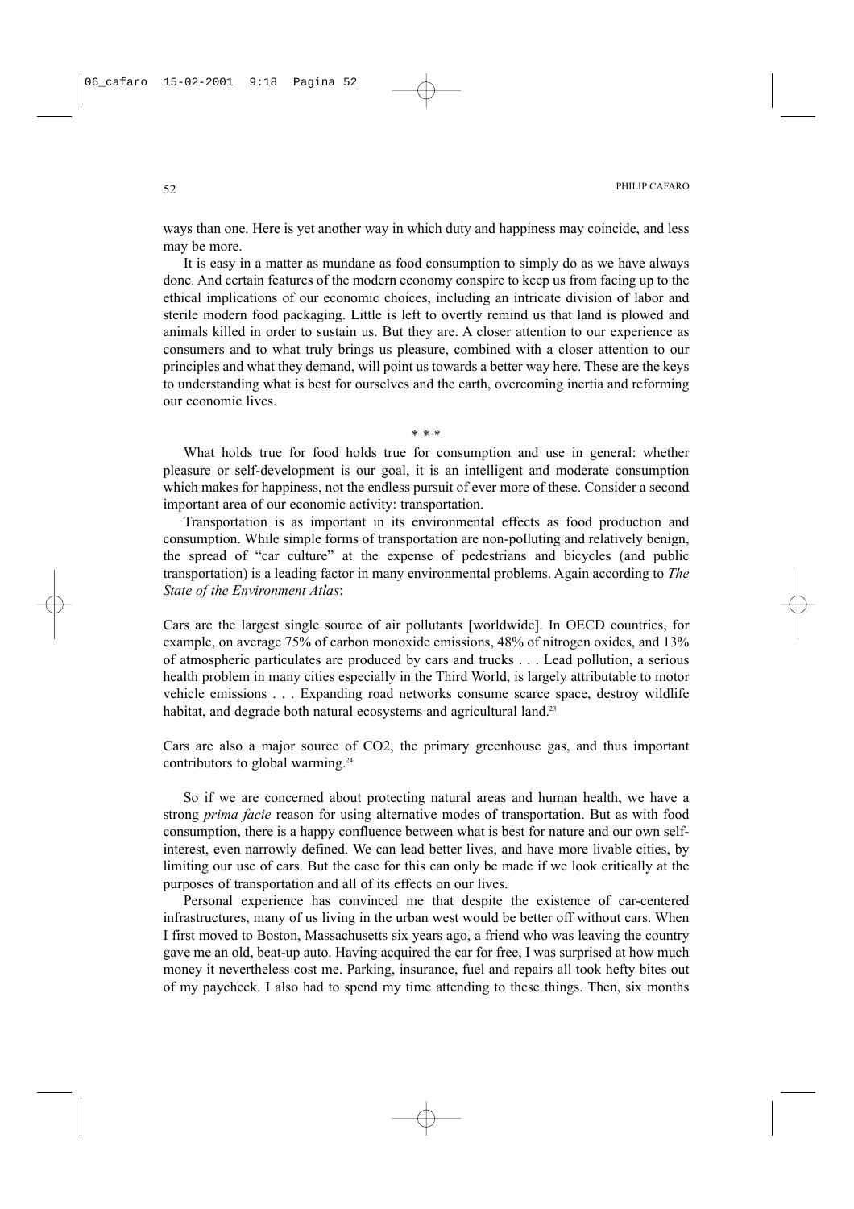ways than one. Here is yet another way in which duty and happiness may coincide, and less may be more.

It is easy in a matter as mundane as food consumption to simply do as we have always done. And certain features of the modern economy conspire to keep us from facing up to the ethical implications of our economic choices, including an intricate division of labor and sterile modern food packaging. Little is left to overtly remind us that land is plowed and animals killed in order to sustain us. But they are. A closer attention to our experience as consumers and to what truly brings us pleasure, combined with a closer attention to our principles and what they demand, will point us towards a better way here. These are the keys to understanding what is best for ourselves and the earth, overcoming inertia and reforming our economic lives.

\* \* \*

What holds true for food holds true for consumption and use in general: whether pleasure or self-development is our goal, it is an intelligent and moderate consumption which makes for happiness, not the endless pursuit of ever more of these. Consider a second important area of our economic activity: transportation.

Transportation is as important in its environmental effects as food production and consumption. While simple forms of transportation are non-polluting and relatively benign, the spread of "car culture" at the expense of pedestrians and bicycles (and public transportation) is a leading factor in many environmental problems. Again according to *The State of the Environment Atlas*:

> Cars are the largest single source of air pollutants [worldwide]. In OECD countries, for example, on average 75% of carbon monoxide emissions, 48% of nitrogen oxides, and 13% of atmospheric particulates are produced by cars and trucks . . . Lead pollution, a serious health problem in many cities especially in the Third World, is largely attributable to motor vehicle emissions . . . Expanding road networks consume scarce space, destroy wildlife habitat, and degrade both natural ecosystems and agricultural land.[23]
>
> Cars are also a major source of $CO_2$, the primary greenhouse gas, and thus important contributors to global warming.[24]

So if we are concerned about protecting natural areas and human health, we have a strong *prima facie* reason for using alternative modes of transportation. But as with food consumption, there is a happy confluence between what is best for nature and our own self-interest, even narrowly defined. We can lead better lives, and have more livable cities, by limiting our use of cars. But the case for this can only be made if we look critically at the purposes of transportation and all of its effects on our lives.

Personal experience has convinced me that despite the existence of car-centered infrastructures, many of us living in the urban west would be better off without cars. When I first moved to Boston, Massachusetts six years ago, a friend who was leaving the country gave me an old, beat-up auto. Having acquired the car for free, I was surprised at how much money it nevertheless cost me. Parking, insurance, fuel and repairs all took hefty bites out of my paycheck. I also had to spend my time attending to these things. Then, six months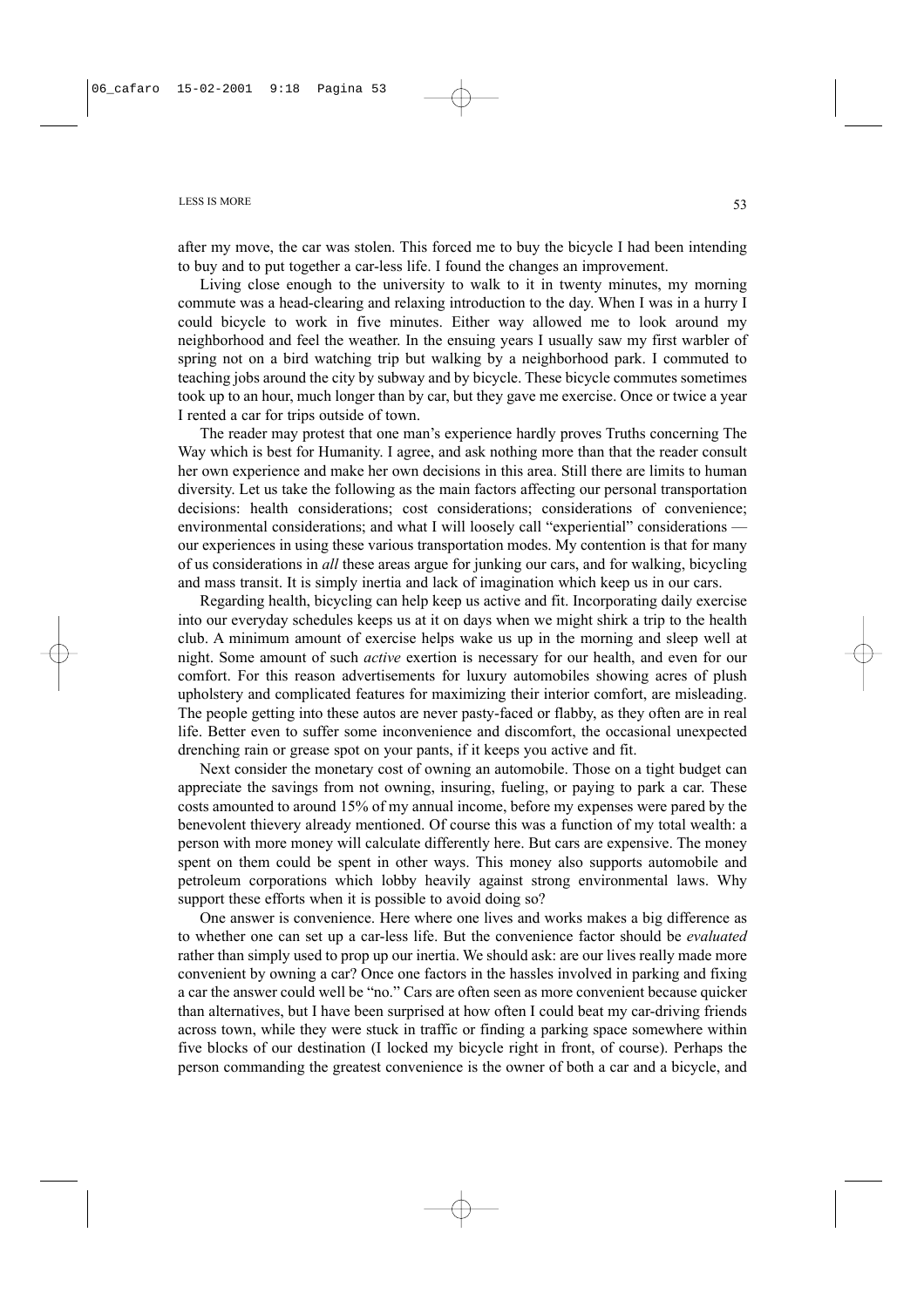after my move, the car was stolen. This forced me to buy the bicycle I had been intending to buy and to put together a car-less life. I found the changes an improvement.

Living close enough to the university to walk to it in twenty minutes, my morning commute was a head-clearing and relaxing introduction to the day. When I was in a hurry I could bicycle to work in five minutes. Either way allowed me to look around my neighborhood and feel the weather. In the ensuing years I usually saw my first warbler of spring not on a bird watching trip but walking by a neighborhood park. I commuted to teaching jobs around the city by subway and by bicycle. These bicycle commutes sometimes took up to an hour, much longer than by car, but they gave me exercise. Once or twice a year I rented a car for trips outside of town.

The reader may protest that one man's experience hardly proves Truths concerning The Way which is best for Humanity. I agree, and ask nothing more than that the reader consult her own experience and make her own decisions in this area. Still there are limits to human diversity. Let us take the following as the main factors affecting our personal transportation decisions: health considerations; cost considerations; considerations of convenience; environmental considerations; and what I will loosely call "experiential" considerations — our experiences in using these various transportation modes. My contention is that for many of us considerations in *all* these areas argue for junking our cars, and for walking, bicycling and mass transit. It is simply inertia and lack of imagination which keep us in our cars.

Regarding health, bicycling can help keep us active and fit. Incorporating daily exercise into our everyday schedules keeps us at it on days when we might shirk a trip to the health club. A minimum amount of exercise helps wake us up in the morning and sleep well at night. Some amount of such *active* exertion is necessary for our health, and even for our comfort. For this reason advertisements for luxury automobiles showing acres of plush upholstery and complicated features for maximizing their interior comfort, are misleading. The people getting into these autos are never pasty-faced or flabby, as they often are in real life. Better even to suffer some inconvenience and discomfort, the occasional unexpected drenching rain or grease spot on your pants, if it keeps you active and fit.

Next consider the monetary cost of owning an automobile. Those on a tight budget can appreciate the savings from not owning, insuring, fueling, or paying to park a car. These costs amounted to around 15% of my annual income, before my expenses were pared by the benevolent thievery already mentioned. Of course this was a function of my total wealth: a person with more money will calculate differently here. But cars are expensive. The money spent on them could be spent in other ways. This money also supports automobile and petroleum corporations which lobby heavily against strong environmental laws. Why support these efforts when it is possible to avoid doing so?

One answer is convenience. Here where one lives and works makes a big difference as to whether one can set up a car-less life. But the convenience factor should be *evaluated* rather than simply used to prop up our inertia. We should ask: are our lives really made more convenient by owning a car? Once one factors in the hassles involved in parking and fixing a car the answer could well be "no." Cars are often seen as more convenient because quicker than alternatives, but I have been surprised at how often I could beat my car-driving friends across town, while they were stuck in traffic or finding a parking space somewhere within five blocks of our destination (I locked my bicycle right in front, of course). Perhaps the person commanding the greatest convenience is the owner of both a car and a bicycle, and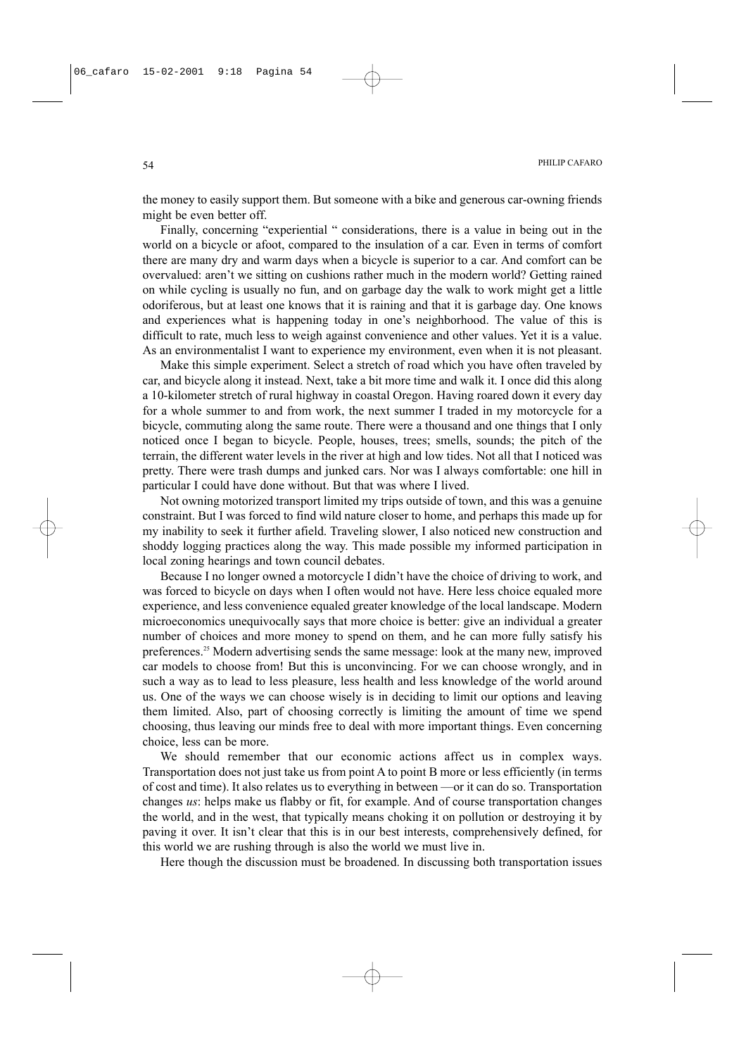the money to easily support them. But someone with a bike and generous car-owning friends might be even better off.

Finally, concerning "experiential " considerations, there is a value in being out in the world on a bicycle or afoot, compared to the insulation of a car. Even in terms of comfort there are many dry and warm days when a bicycle is superior to a car. And comfort can be overvalued: aren't we sitting on cushions rather much in the modern world? Getting rained on while cycling is usually no fun, and on garbage day the walk to work might get a little odoriferous, but at least one knows that it is raining and that it is garbage day. One knows and experiences what is happening today in one's neighborhood. The value of this is difficult to rate, much less to weigh against convenience and other values. Yet it is a value. As an environmentalist I want to experience my environment, even when it is not pleasant.

Make this simple experiment. Select a stretch of road which you have often traveled by car, and bicycle along it instead. Next, take a bit more time and walk it. I once did this along a 10-kilometer stretch of rural highway in coastal Oregon. Having roared down it every day for a whole summer to and from work, the next summer I traded in my motorcycle for a bicycle, commuting along the same route. There were a thousand and one things that I only noticed once I began to bicycle. People, houses, trees; smells, sounds; the pitch of the terrain, the different water levels in the river at high and low tides. Not all that I noticed was pretty. There were trash dumps and junked cars. Nor was I always comfortable: one hill in particular I could have done without. But that was where I lived.

Not owning motorized transport limited my trips outside of town, and this was a genuine constraint. But I was forced to find wild nature closer to home, and perhaps this made up for my inability to seek it further afield. Traveling slower, I also noticed new construction and shoddy logging practices along the way. This made possible my informed participation in local zoning hearings and town council debates.

Because I no longer owned a motorcycle I didn't have the choice of driving to work, and was forced to bicycle on days when I often would not have. Here less choice equaled more experience, and less convenience equaled greater knowledge of the local landscape. Modern microeconomics unequivocally says that more choice is better: give an individual a greater number of choices and more money to spend on them, and he can more fully satisfy his preferences.[25] Modern advertising sends the same message: look at the many new, improved car models to choose from! But this is unconvincing. For we can choose wrongly, and in such a way as to lead to less pleasure, less health and less knowledge of the world around us. One of the ways we can choose wisely is in deciding to limit our options and leaving them limited. Also, part of choosing correctly is limiting the amount of time we spend choosing, thus leaving our minds free to deal with more important things. Even concerning choice, less can be more.

We should remember that our economic actions affect us in complex ways. Transportation does not just take us from point A to point B more or less efficiently (in terms of cost and time). It also relates us to everything in between —or it can do so. Transportation changes *us*: helps make us flabby or fit, for example. And of course transportation changes the world, and in the west, that typically means choking it on pollution or destroying it by paving it over. It isn't clear that this is in our best interests, comprehensively defined, for this world we are rushing through is also the world we must live in.

Here though the discussion must be broadened. In discussing both transportation issues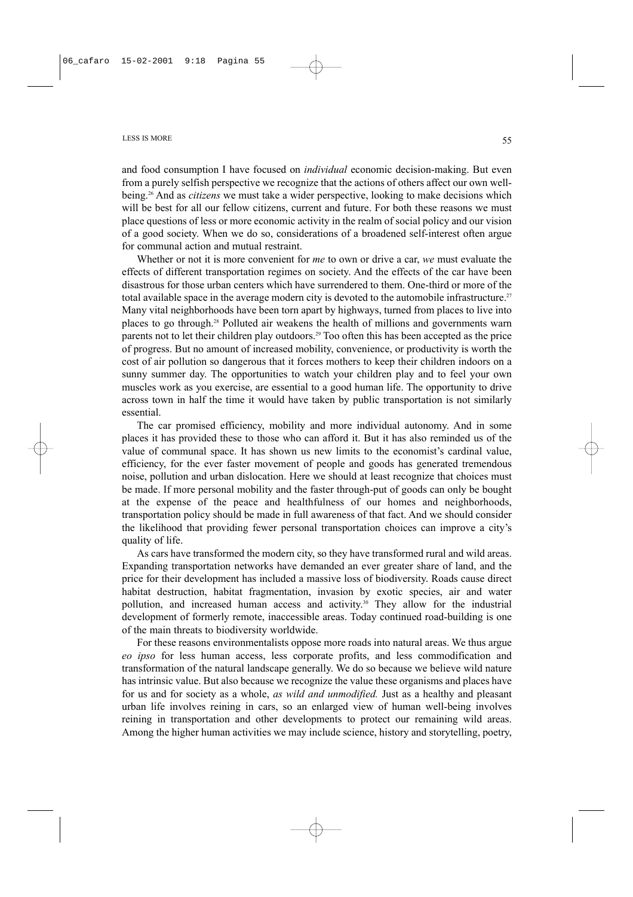and food consumption I have focused on *individual* economic decision-making. But even from a purely selfish perspective we recognize that the actions of others affect our own well-being.[26] And as *citizens* we must take a wider perspective, looking to make decisions which will be best for all our fellow citizens, current and future. For both these reasons we must place questions of less or more economic activity in the realm of social policy and our vision of a good society. When we do so, considerations of a broadened self-interest often argue for communal action and mutual restraint.

Whether or not it is more convenient for *me* to own or drive a car, *we* must evaluate the effects of different transportation regimes on society. And the effects of the car have been disastrous for those urban centers which have surrendered to them. One-third or more of the total available space in the average modern city is devoted to the automobile infrastructure.[27] Many vital neighborhoods have been torn apart by highways, turned from places to live into places to go through.[28] Polluted air weakens the health of millions and governments warn parents not to let their children play outdoors.[29] Too often this has been accepted as the price of progress. But no amount of increased mobility, convenience, or productivity is worth the cost of air pollution so dangerous that it forces mothers to keep their children indoors on a sunny summer day. The opportunities to watch your children play and to feel your own muscles work as you exercise, are essential to a good human life. The opportunity to drive across town in half the time it would have taken by public transportation is not similarly essential.

The car promised efficiency, mobility and more individual autonomy. And in some places it has provided these to those who can afford it. But it has also reminded us of the value of communal space. It has shown us new limits to the economist's cardinal value, efficiency, for the ever faster movement of people and goods has generated tremendous noise, pollution and urban dislocation. Here we should at least recognize that choices must be made. If more personal mobility and the faster through-put of goods can only be bought at the expense of the peace and healthfulness of our homes and neighborhoods, transportation policy should be made in full awareness of that fact. And we should consider the likelihood that providing fewer personal transportation choices can improve a city's quality of life.

As cars have transformed the modern city, so they have transformed rural and wild areas. Expanding transportation networks have demanded an ever greater share of land, and the price for their development has included a massive loss of biodiversity. Roads cause direct habitat destruction, habitat fragmentation, invasion by exotic species, air and water pollution, and increased human access and activity.[30] They allow for the industrial development of formerly remote, inaccessible areas. Today continued road-building is one of the main threats to biodiversity worldwide.

For these reasons environmentalists oppose more roads into natural areas. We thus argue *eo ipso* for less human access, less corporate profits, and less commodification and transformation of the natural landscape generally. We do so because we believe wild nature has intrinsic value. But also because we recognize the value these organisms and places have for us and for society as a whole, *as wild and unmodified.* Just as a healthy and pleasant urban life involves reining in cars, so an enlarged view of human well-being involves reining in transportation and other developments to protect our remaining wild areas. Among the higher human activities we may include science, history and storytelling, poetry,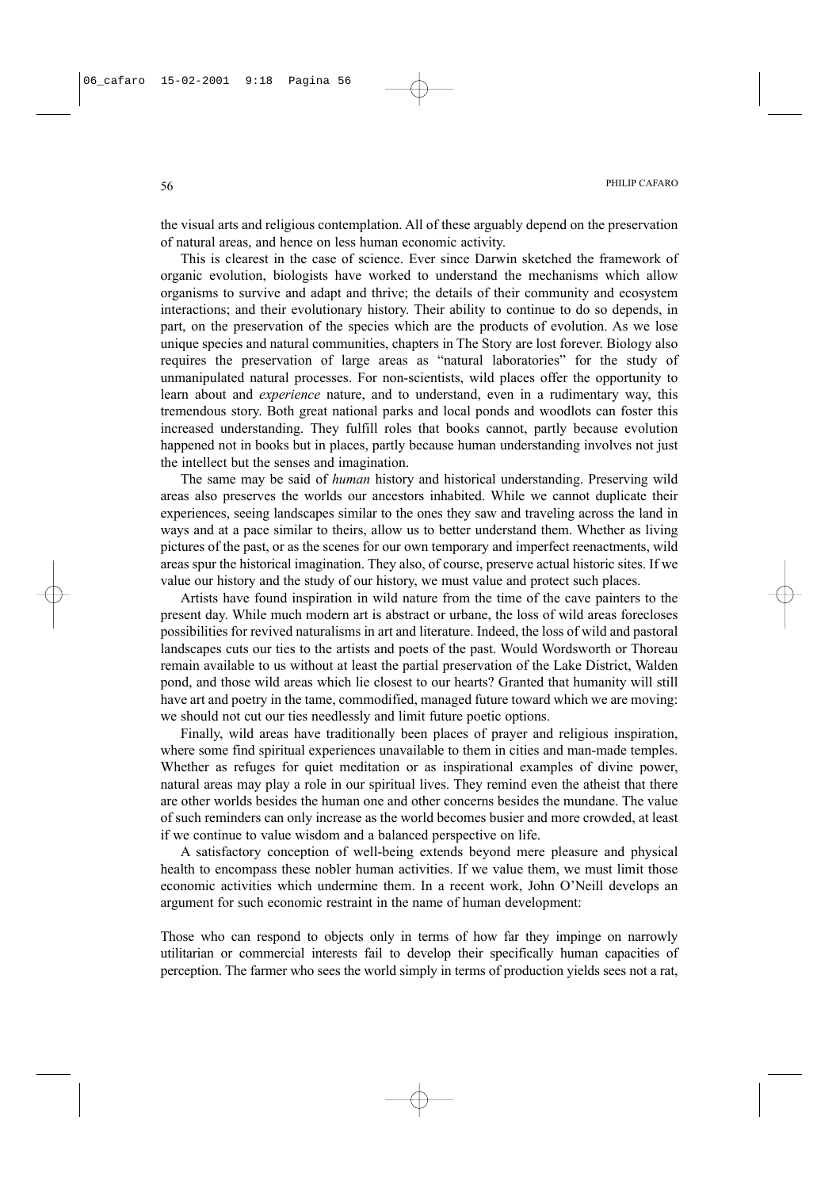the visual arts and religious contemplation. All of these arguably depend on the preservation of natural areas, and hence on less human economic activity.

This is clearest in the case of science. Ever since Darwin sketched the framework of organic evolution, biologists have worked to understand the mechanisms which allow organisms to survive and adapt and thrive; the details of their community and ecosystem interactions; and their evolutionary history. Their ability to continue to do so depends, in part, on the preservation of the species which are the products of evolution. As we lose unique species and natural communities, chapters in The Story are lost forever. Biology also requires the preservation of large areas as "natural laboratories" for the study of unmanipulated natural processes. For non-scientists, wild places offer the opportunity to learn about and *experience* nature, and to understand, even in a rudimentary way, this tremendous story. Both great national parks and local ponds and woodlots can foster this increased understanding. They fulfill roles that books cannot, partly because evolution happened not in books but in places, partly because human understanding involves not just the intellect but the senses and imagination.

The same may be said of *human* history and historical understanding. Preserving wild areas also preserves the worlds our ancestors inhabited. While we cannot duplicate their experiences, seeing landscapes similar to the ones they saw and traveling across the land in ways and at a pace similar to theirs, allow us to better understand them. Whether as living pictures of the past, or as the scenes for our own temporary and imperfect reenactments, wild areas spur the historical imagination. They also, of course, preserve actual historic sites. If we value our history and the study of our history, we must value and protect such places.

Artists have found inspiration in wild nature from the time of the cave painters to the present day. While much modern art is abstract or urbane, the loss of wild areas forecloses possibilities for revived naturalisms in art and literature. Indeed, the loss of wild and pastoral landscapes cuts our ties to the artists and poets of the past. Would Wordsworth or Thoreau remain available to us without at least the partial preservation of the Lake District, Walden pond, and those wild areas which lie closest to our hearts? Granted that humanity will still have art and poetry in the tame, commodified, managed future toward which we are moving: we should not cut our ties needlessly and limit future poetic options.

Finally, wild areas have traditionally been places of prayer and religious inspiration, where some find spiritual experiences unavailable to them in cities and man-made temples. Whether as refuges for quiet meditation or as inspirational examples of divine power, natural areas may play a role in our spiritual lives. They remind even the atheist that there are other worlds besides the human one and other concerns besides the mundane. The value of such reminders can only increase as the world becomes busier and more crowded, at least if we continue to value wisdom and a balanced perspective on life.

A satisfactory conception of well-being extends beyond mere pleasure and physical health to encompass these nobler human activities. If we value them, we must limit those economic activities which undermine them. In a recent work, John O'Neill develops an argument for such economic restraint in the name of human development:

Those who can respond to objects only in terms of how far they impinge on narrowly utilitarian or commercial interests fail to develop their specifically human capacities of perception. The farmer who sees the world simply in terms of production yields sees not a rat,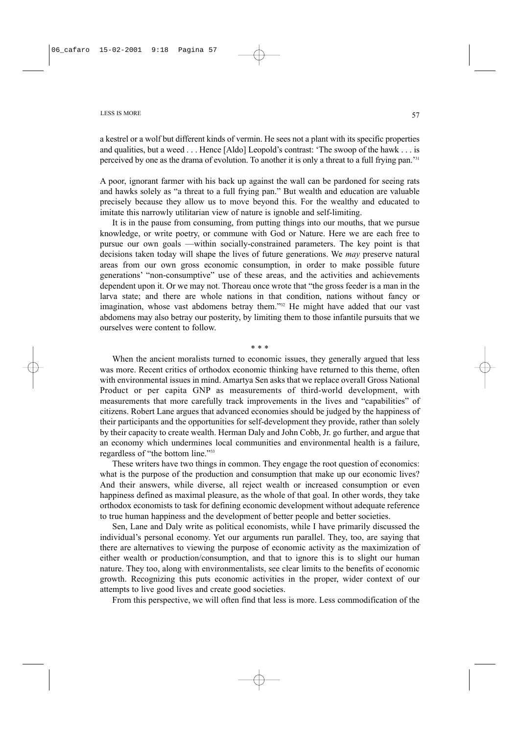a kestrel or a wolf but different kinds of vermin. He sees not a plant with its specific properties and qualities, but a weed . . . Hence [Aldo] Leopold's contrast: 'The swoop of the hawk . . . is perceived by one as the drama of evolution. To another it is only a threat to a full frying pan.'[31]

A poor, ignorant farmer with his back up against the wall can be pardoned for seeing rats and hawks solely as "a threat to a full frying pan." But wealth and education are valuable precisely because they allow us to move beyond this. For the wealthy and educated to imitate this narrowly utilitarian view of nature is ignoble and self-limiting.

It is in the pause from consuming, from putting things into our mouths, that we pursue knowledge, or write poetry, or commune with God or Nature. Here we are each free to pursue our own goals —within socially-constrained parameters. The key point is that decisions taken today will shape the lives of future generations. We *may* preserve natural areas from our own gross economic consumption, in order to make possible future generations' "non-consumptive" use of these areas, and the activities and achievements dependent upon it. Or we may not. Thoreau once wrote that "the gross feeder is a man in the larva state; and there are whole nations in that condition, nations without fancy or imagination, whose vast abdomens betray them."[32] He might have added that our vast abdomens may also betray our posterity, by limiting them to those infantile pursuits that we ourselves were content to follow.

\* \* \*

When the ancient moralists turned to economic issues, they generally argued that less was more. Recent critics of orthodox economic thinking have returned to this theme, often with environmental issues in mind. Amartya Sen asks that we replace overall Gross National Product or per capita GNP as measurements of third-world development, with measurements that more carefully track improvements in the lives and "capabilities" of citizens. Robert Lane argues that advanced economies should be judged by the happiness of their participants and the opportunities for self-development they provide, rather than solely by their capacity to create wealth. Herman Daly and John Cobb, Jr. go further, and argue that an economy which undermines local communities and environmental health is a failure, regardless of "the bottom line."[33]

These writers have two things in common. They engage the root question of economics: what is the purpose of the production and consumption that make up our economic lives? And their answers, while diverse, all reject wealth or increased consumption or even happiness defined as maximal pleasure, as the whole of that goal. In other words, they take orthodox economists to task for defining economic development without adequate reference to true human happiness and the development of better people and better societies.

Sen, Lane and Daly write as political economists, while I have primarily discussed the individual's personal economy. Yet our arguments run parallel. They, too, are saying that there are alternatives to viewing the purpose of economic activity as the maximization of either wealth or production/consumption, and that to ignore this is to slight our human nature. They too, along with environmentalists, see clear limits to the benefits of economic growth. Recognizing this puts economic activities in the proper, wider context of our attempts to live good lives and create good societies.

From this perspective, we will often find that less is more. Less commodification of the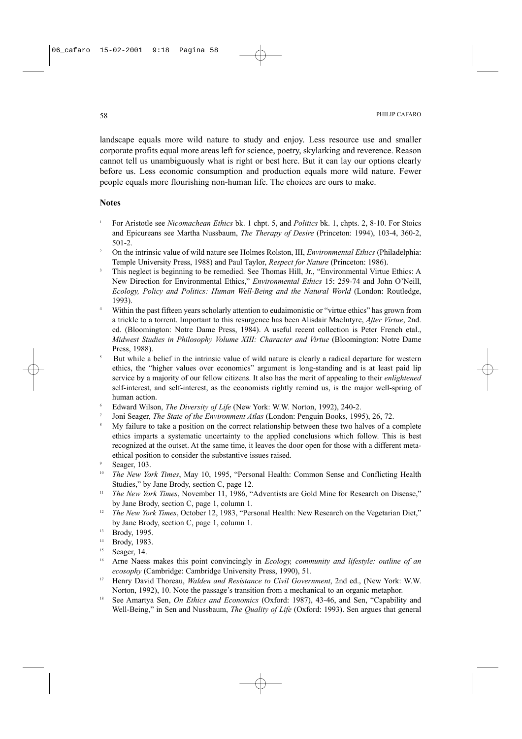landscape equals more wild nature to study and enjoy. Less resource use and smaller corporate profits equal more areas left for science, poetry, skylarking and reverence. Reason cannot tell us unambiguously what is right or best here. But it can lay our options clearly before us. Less economic consumption and production equals more wild nature. Fewer people equals more flourishing non-human life. The choices are ours to make.

## Notes

[1] For Aristotle see *Nicomachean Ethics* bk. 1 chpt. 5, and *Politics* bk. 1, chpts. 2, 8-10. For Stoics and Epicureans see Martha Nussbaum, *The Therapy of Desire* (Princeton: 1994), 103-4, 360-2, 501-2.

[2] On the intrinsic value of wild nature see Holmes Rolston, III, *Environmental Ethics* (Philadelphia: Temple University Press, 1988) and Paul Taylor, *Respect for Nature* (Princeton: 1986).

[3] This neglect is beginning to be remedied. See Thomas Hill, Jr., "Environmental Virtue Ethics: A New Direction for Environmental Ethics," *Environmental Ethics* 15: 259-74 and John O'Neill, *Ecology, Policy and Politics: Human Well-Being and the Natural World* (London: Routledge, 1993).

[4] Within the past fifteen years scholarly attention to eudaimonistic or "virtue ethics" has grown from a trickle to a torrent. Important to this resurgence has been Alisdair MacIntyre, *After Virtue*, 2nd. ed. (Bloomington: Notre Dame Press, 1984). A useful recent collection is Peter French etal., *Midwest Studies in Philosophy Volume XIII: Character and Virtue* (Bloomington: Notre Dame Press, 1988).

[5] But while a belief in the intrinsic value of wild nature is clearly a radical departure for western ethics, the "higher values over economics" argument is long-standing and is at least paid lip service by a majority of our fellow citizens. It also has the merit of appealing to their *enlightened* self-interest, and self-interest, as the economists rightly remind us, is the major well-spring of human action.

[6] Edward Wilson, *The Diversity of Life* (New York: W.W. Norton, 1992), 240-2.

[7] Joni Seager, *The State of the Environment Atlas* (London: Penguin Books, 1995), 26, 72.

[8] My failure to take a position on the correct relationship between these two halves of a complete ethics imparts a systematic uncertainty to the applied conclusions which follow. This is best recognized at the outset. At the same time, it leaves the door open for those with a different meta-ethical position to consider the substantive issues raised.

[9] Seager, 103.

[10] *The New York Times*, May 10, 1995, "Personal Health: Common Sense and Conflicting Health Studies," by Jane Brody, section C, page 12.

[11] *The New York Times*, November 11, 1986, "Adventists are Gold Mine for Research on Disease," by Jane Brody, section C, page 1, column 1.

[12] *The New York Times*, October 12, 1983, "Personal Health: New Research on the Vegetarian Diet," by Jane Brody, section C, page 1, column 1.

[13] Brody, 1995.

[14] Brody, 1983.

[15] Seager, 14.

[16] Arne Naess makes this point convincingly in *Ecology, community and lifestyle: outline of an ecosophy* (Cambridge: Cambridge University Press, 1990), 51.

[17] Henry David Thoreau, *Walden and Resistance to Civil Government*, 2nd ed., (New York: W.W. Norton, 1992), 10. Note the passage's transition from a mechanical to an organic metaphor.

[18] See Amartya Sen, *On Ethics and Economics* (Oxford: 1987), 43-46, and Sen, "Capability and Well-Being," in Sen and Nussbaum, *The Quality of Life* (Oxford: 1993). Sen argues that general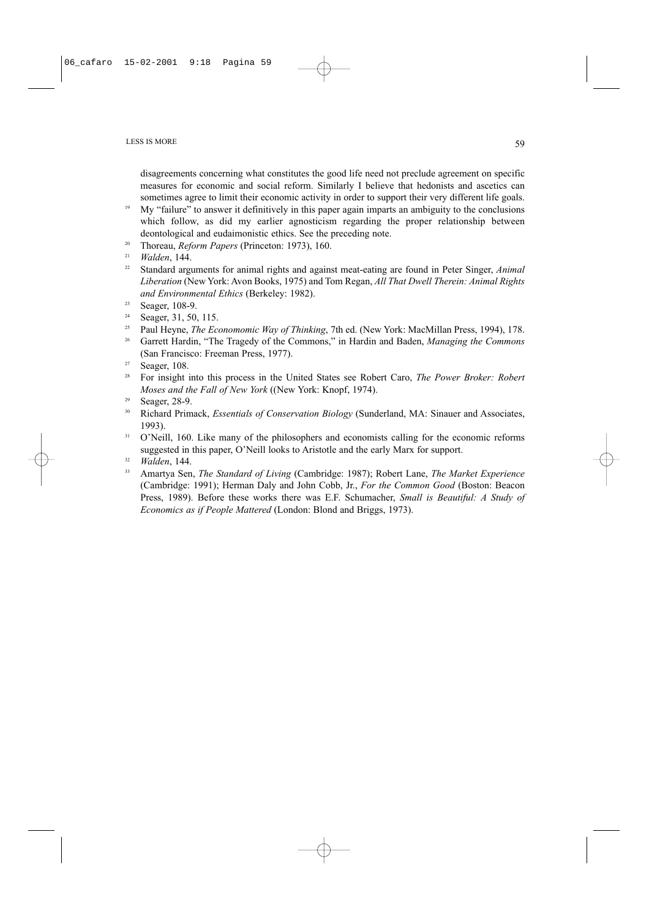disagreements concerning what constitutes the good life need not preclude agreement on specific measures for economic and social reform. Similarly I believe that hedonists and ascetics can sometimes agree to limit their economic activity in order to support their very different life goals.

[19] My "failure" to answer it definitively in this paper again imparts an ambiguity to the conclusions which follow, as did my earlier agnosticism regarding the proper relationship between deontological and eudaimonistic ethics. See the preceding note.

[20] Thoreau, *Reform Papers* (Princeton: 1973), 160.

[21] *Walden*, 144.

[22] Standard arguments for animal rights and against meat-eating are found in Peter Singer, *Animal Liberation* (New York: Avon Books, 1975) and Tom Regan, *All That Dwell Therein: Animal Rights and Environmental Ethics* (Berkeley: 1982).

[23] Seager, 108-9.

[24] Seager, 31, 50, 115.

[25] Paul Heyne, *The Economomic Way of Thinking*, 7th ed. (New York: MacMillan Press, 1994), 178.

[26] Garrett Hardin, "The Tragedy of the Commons," in Hardin and Baden, *Managing the Commons* (San Francisco: Freeman Press, 1977).

[27] Seager, 108.

[28] For insight into this process in the United States see Robert Caro, *The Power Broker: Robert Moses and the Fall of New York* ((New York: Knopf, 1974).

[29] Seager, 28-9.

[30] Richard Primack, *Essentials of Conservation Biology* (Sunderland, MA: Sinauer and Associates, 1993).

[31] O'Neill, 160. Like many of the philosophers and economists calling for the economic reforms suggested in this paper, O'Neill looks to Aristotle and the early Marx for support.

[32] *Walden*, 144.

[33] Amartya Sen, *The Standard of Living* (Cambridge: 1987); Robert Lane, *The Market Experience* (Cambridge: 1991); Herman Daly and John Cobb, Jr., *For the Common Good* (Boston: Beacon Press, 1989). Before these works there was E.F. Schumacher, *Small is Beautiful: A Study of Economics as if People Mattered* (London: Blond and Briggs, 1973).